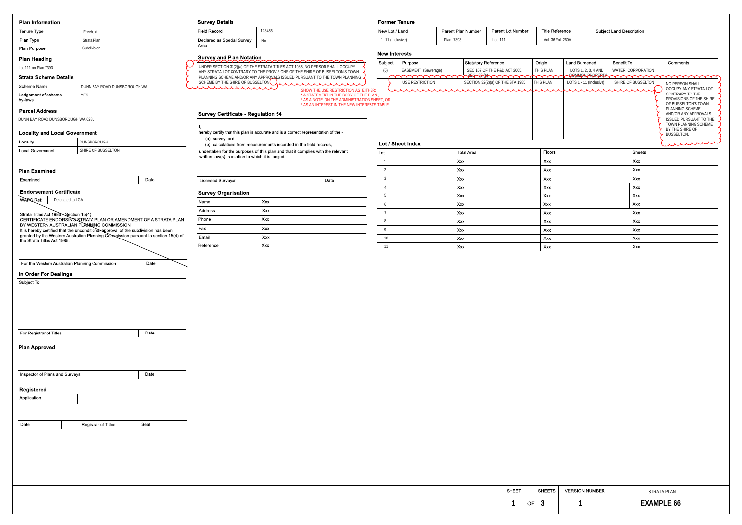## Plan Information

| | |
|---|---|
| Tenure Type | Freehold |
| Plan Type | Strata Plan |
| Plan Purpose | Subdivision |

## Plan Heading

Lot 111 on Plan 7393

## Strata Scheme Details

| | |
|---|---|
| Scheme Name | DUNN BAY ROAD DUNSBOROUGH WA |
| Lodgement of scheme by-laws | YES |

## Parcel Address

DUNN BAY ROAD DUNSBOROUGH WA 6281

## Locality and Local Government

| | |
|---|---|
| Locality | DUNSBOROUGH |
| Local Government | SHIRE OF BUSSELTON |

## Plan Examined

| Examined | Date |
|---|---|

## Endorsement Certificate

| WAPC Ref: | Delegated to LGA |
|---|---|

Strata Titles Act 1985 - Section 15(4)
CERTIFICATE ENDORSING STRATA PLAN OR AMENDMENT OF A STRATA PLAN BY WESTERN AUSTRALIAN PLANNING COMMISSION
It is hereby certified that the unconditional approval of the subdivision has been granted by the Western Australian Planning Commission pursuant to section 15(4) of the Strata Titles Act 1985.

| For the Western Australian Planning Commission | Date |
|---|---|

## In Order For Dealings

Subject To

| For Registrar of Titles | Date |
|---|---|

## Plan Approved

| Inspector of Plans and Surveys | Date |
|---|---|

## Registered

Application

| Date | Registrar of Titles | Seal |
|---|---|---|

## Survey Details

| | |
|---|---|
| Field Record | 123456 |
| Declared as Special Survey Area | No |

## Survey and Plan Notation

UNDER SECTION 32(2)(a) OF THE STRATA TITLES ACT 1985, NO PERSON SHALL OCCUPY ANY STRATA LOT CONTRARY TO THE PROVISIONS OF THE SHIRE OF BUSSELTON'S TOWN PLANNING SCHEME AND/OR ANY APPROVALS ISSUED PURSUANT TO THE TOWN PLANNING SCHEME BY THE SHIRE OF BUSSELTON.

SHOW THE USE RESTRICTION AS EITHER:
* A STATEMENT IN THE BODY OF THE PLAN ,
* AS A NOTE ON THE ADMINISTRATION SHEET, OR
* AS AN INTEREST IN THE NEW INTERESTS TABLE

## Survey Certificate - Regulation 54

I,
hereby certify that this plan is accurate and is a correct representation of the -
(a) survey; and
(b) calculations from measurements recorded in the field records,
undertaken for the purposes of this plan and that it complies with the relevant written law(s) in relation to which it is lodged.

| Licensed Surveyor | Date |
|---|---|

## Survey Organisation

| | |
|---|---|
| Name | Xxx |
| Address | Xxx |
| Phone | Xxx |
| Fax | Xxx |
| Email | Xxx |
| Reference | Xxx |

## Former Tenure

| New Lot / Land | Parent Plan Number | Parent Lot Number | Title Reference | Subject Land Description |
|---|---|---|---|---|
| 1 -11 (Inclusive) | Plan 7393 | Lot 111 | Vol. 36 Fol. 260A | |

## New Interests

| Subject | Purpose | Statutory Reference | Origin | Land Burdened | Benefit To | Comments |
|---|---|---|---|---|---|---|
| (6) | ~~EASEMENT (Sewerage)~~ | ~~SEC 167 OF THE P&D ACT 2005, REG. 33 (2)~~ | ~~THIS PLAN~~ | ~~LOTS 1, 2, 3, 4 AND COMMON PROPERTY~~ | ~~WATER CORPORATION~~ | |
| | USE RESTRICTION | SECTION 32(2)(a) OF THE STA 1985 | THIS PLAN | LOTS 1 - 11 (Inclusive) | SHIRE OF BUSSELTON | NO PERSON SHALL OCCUPY ANY STRATA LOT CONTRARY TO THE PROVISIONS OF THE SHIRE OF BUSSELTON'S TOWN PLANNING SCHEME AND/OR ANY APPROVALS ISSUED PURSUANT TO THE TOWN PLANNING SCHEME BY THE SHIRE OF BUSSELTON. |

## Lot / Sheet Index

| Lot | Total Area | Floors | Sheets |
|---|---|---|---|
| 1 | Xxx | Xxx | Xxx |
| 2 | Xxx | Xxx | Xxx |
| 3 | Xxx | Xxx | Xxx |
| 4 | Xxx | Xxx | Xxx |
| 5 | Xxx | Xxx | Xxx |
| 6 | Xxx | Xxx | Xxx |
| 7 | Xxx | Xxx | Xxx |
| 8 | Xxx | Xxx | Xxx |
| 9 | Xxx | Xxx | Xxx |
| 10 | Xxx | Xxx | Xxx |
| 11 | Xxx | Xxx | Xxx |

| SHEET | SHEETS | VERSION NUMBER | STRATA PLAN |
|---|---|---|---|
| 1 | OF 3 | 1 | **EXAMPLE 66** |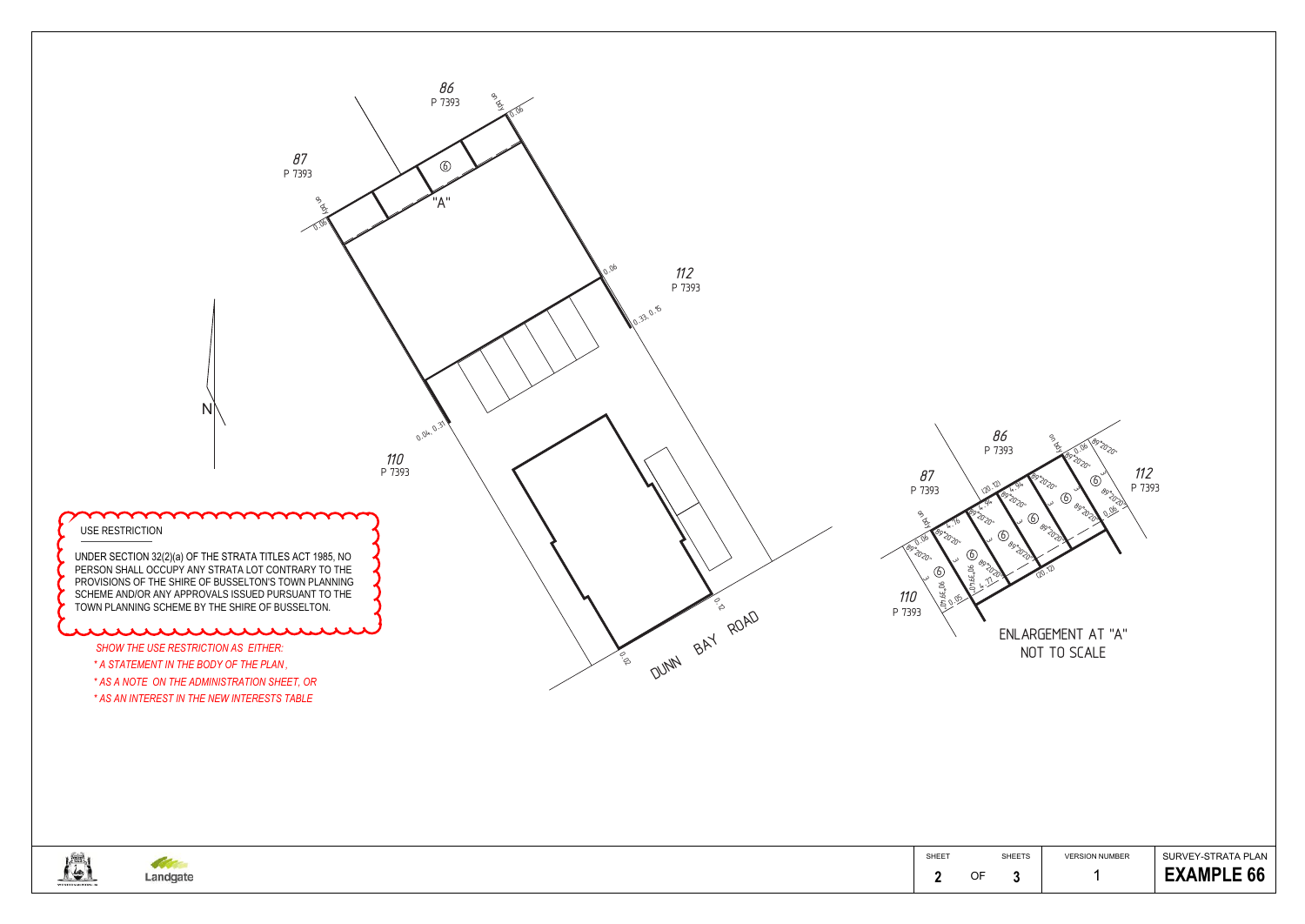86
P 7393

87
P 7393

112
P 7393

110
P 7393

"A"

DUNN BAY ROAD

N

USE RESTRICTION

UNDER SECTION 32(2)(a) OF THE STRATA TITLES ACT 1985, NO PERSON SHALL OCCUPY ANY STRATA LOT CONTRARY TO THE PROVISIONS OF THE SHIRE OF BUSSELTON'S TOWN PLANNING SCHEME AND/OR ANY APPROVALS ISSUED PURSUANT TO THE TOWN PLANNING SCHEME BY THE SHIRE OF BUSSELTON.

*SHOW THE USE RESTRICTION AS EITHER:*

- *A STATEMENT IN THE BODY OF THE PLAN,*
- *AS A NOTE ON THE ADMINISTRATION SHEET, OR*
- *AS AN INTEREST IN THE NEW INTERESTS TABLE*

ENLARGEMENT AT "A"
NOT TO SCALE

Landgate

| SHEET | | SHEETS | VERSION NUMBER | SURVEY-STRATA PLAN |
|---|---|---|---|---|
| 2 | OF | 3 | 1 | **EXAMPLE 66** |